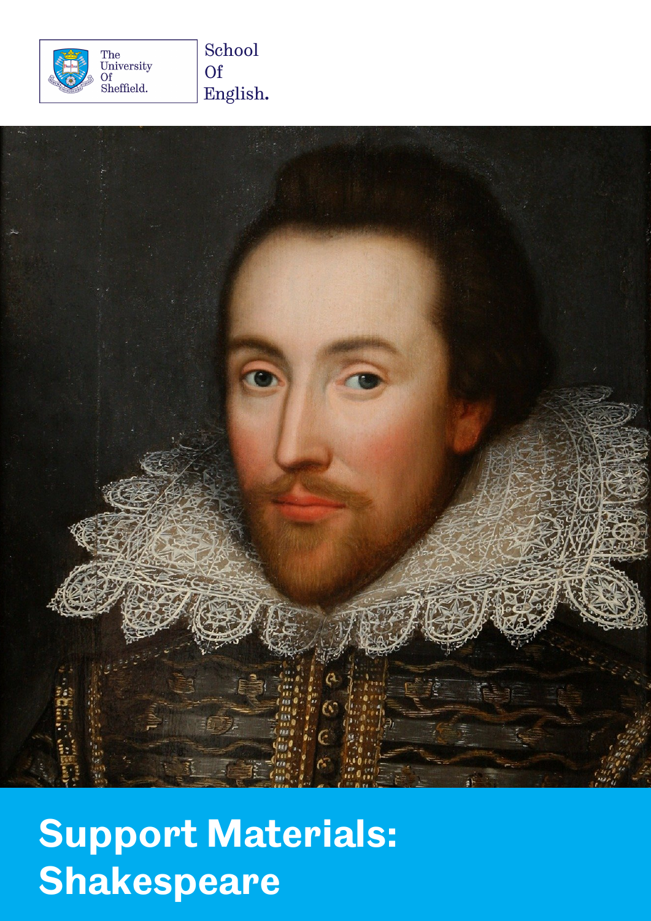The University Of Sheffield.

School Of English.

# Support Materials: Shakespeare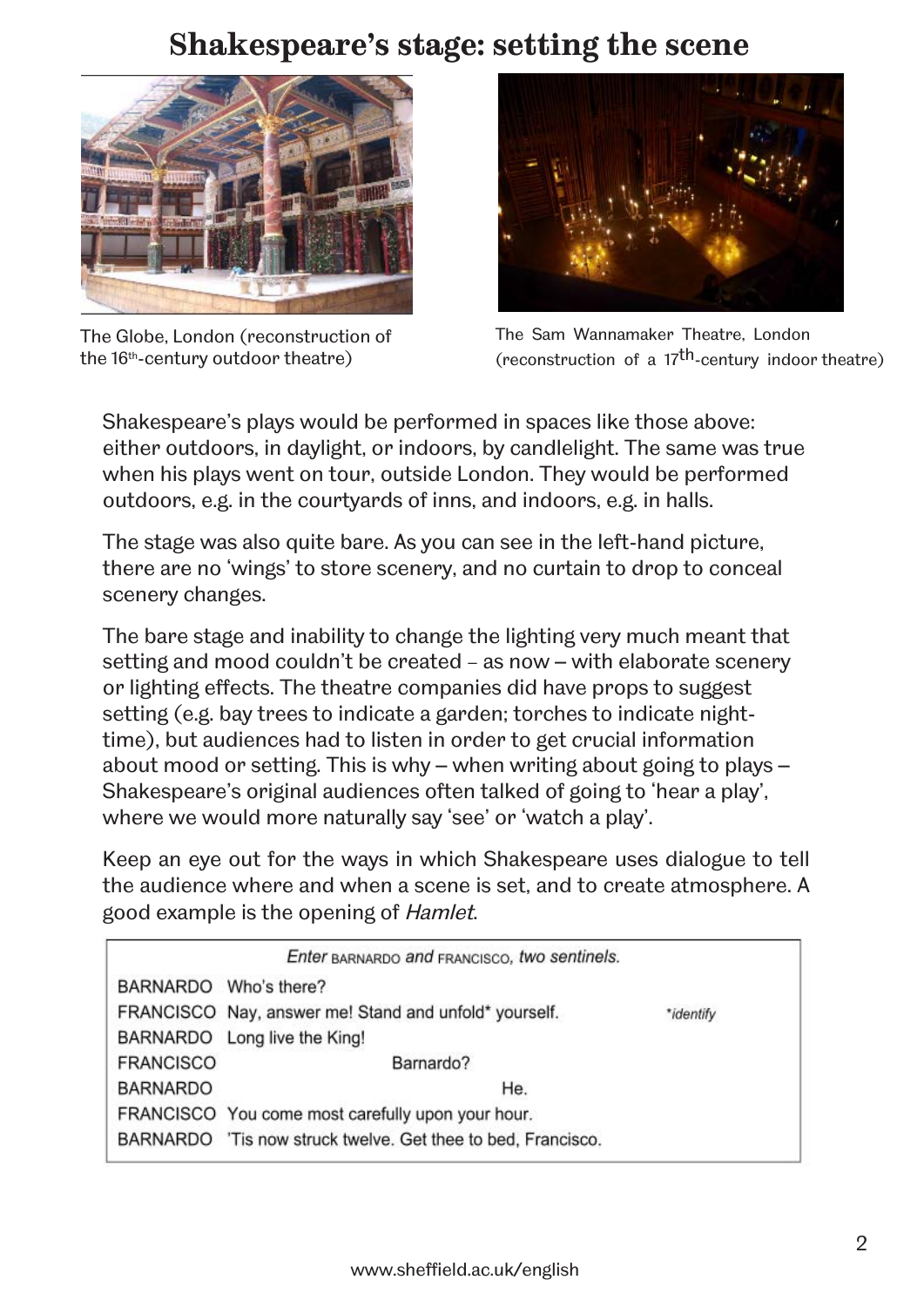# Shakespeare's stage: setting the scene

The Globe, London (reconstruction of the 16th-century outdoor theatre)

The Sam Wannamaker Theatre, London (reconstruction of a 17th-century indoor theatre)

Shakespeare's plays would be performed in spaces like those above: either outdoors, in daylight, or indoors, by candlelight. The same was true when his plays went on tour, outside London. They would be performed outdoors, e.g. in the courtyards of inns, and indoors, e.g. in halls.

The stage was also quite bare. As you can see in the left-hand picture, there are no 'wings' to store scenery, and no curtain to drop to conceal scenery changes.

The bare stage and inability to change the lighting very much meant that setting and mood couldn't be created – as now – with elaborate scenery or lighting effects. The theatre companies did have props to suggest setting (e.g. bay trees to indicate a garden; torches to indicate night-time), but audiences had to listen in order to get crucial information about mood or setting. This is why – when writing about going to plays – Shakespeare's original audiences often talked of going to 'hear a play', where we would more naturally say 'see' or 'watch a play'.

Keep an eye out for the ways in which Shakespeare uses dialogue to tell the audience where and when a scene is set, and to create atmosphere. A good example is the opening of *Hamlet*.

*Enter* BARNARDO *and* FRANCISCO, *two sentinels.*

BARNARDO Who's there?
FRANCISCO Nay, answer me! Stand and unfold* yourself. *\*identify*
BARNARDO Long live the King!
FRANCISCO Barnardo?
BARNARDO He.
FRANCISCO You come most carefully upon your hour.
BARNARDO 'Tis now struck twelve. Get thee to bed, Francisco.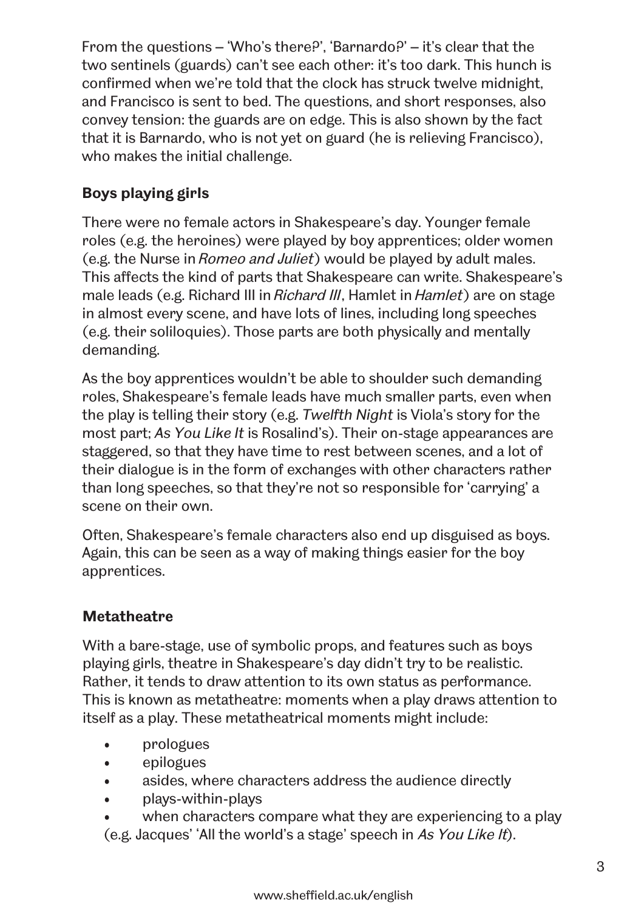From the questions – 'Who's there?', 'Barnardo?' – it's clear that the two sentinels (guards) can't see each other: it's too dark. This hunch is confirmed when we're told that the clock has struck twelve midnight, and Francisco is sent to bed. The questions, and short responses, also convey tension: the guards are on edge. This is also shown by the fact that it is Barnardo, who is not yet on guard (he is relieving Francisco), who makes the initial challenge.

## Boys playing girls

There were no female actors in Shakespeare's day. Younger female roles (e.g. the heroines) were played by boy apprentices; older women (e.g. the Nurse in *Romeo and Juliet*) would be played by adult males. This affects the kind of parts that Shakespeare can write. Shakespeare's male leads (e.g. Richard III in *Richard III*, Hamlet in *Hamlet*) are on stage in almost every scene, and have lots of lines, including long speeches (e.g. their soliloquies). Those parts are both physically and mentally demanding.

As the boy apprentices wouldn't be able to shoulder such demanding roles, Shakespeare's female leads have much smaller parts, even when the play is telling their story (e.g. *Twelfth Night* is Viola's story for the most part; *As You Like It* is Rosalind's). Their on-stage appearances are staggered, so that they have time to rest between scenes, and a lot of their dialogue is in the form of exchanges with other characters rather than long speeches, so that they're not so responsible for 'carrying' a scene on their own.

Often, Shakespeare's female characters also end up disguised as boys. Again, this can be seen as a way of making things easier for the boy apprentices.

## Metatheatre

With a bare-stage, use of symbolic props, and features such as boys playing girls, theatre in Shakespeare's day didn't try to be realistic. Rather, it tends to draw attention to its own status as performance. This is known as metatheatre: moments when a play draws attention to itself as a play. These metatheatrical moments might include:

- prologues
- epilogues
- asides, where characters address the audience directly
- plays-within-plays
- when characters compare what they are experiencing to a play (e.g. Jacques' 'All the world's a stage' speech in *As You Like It*).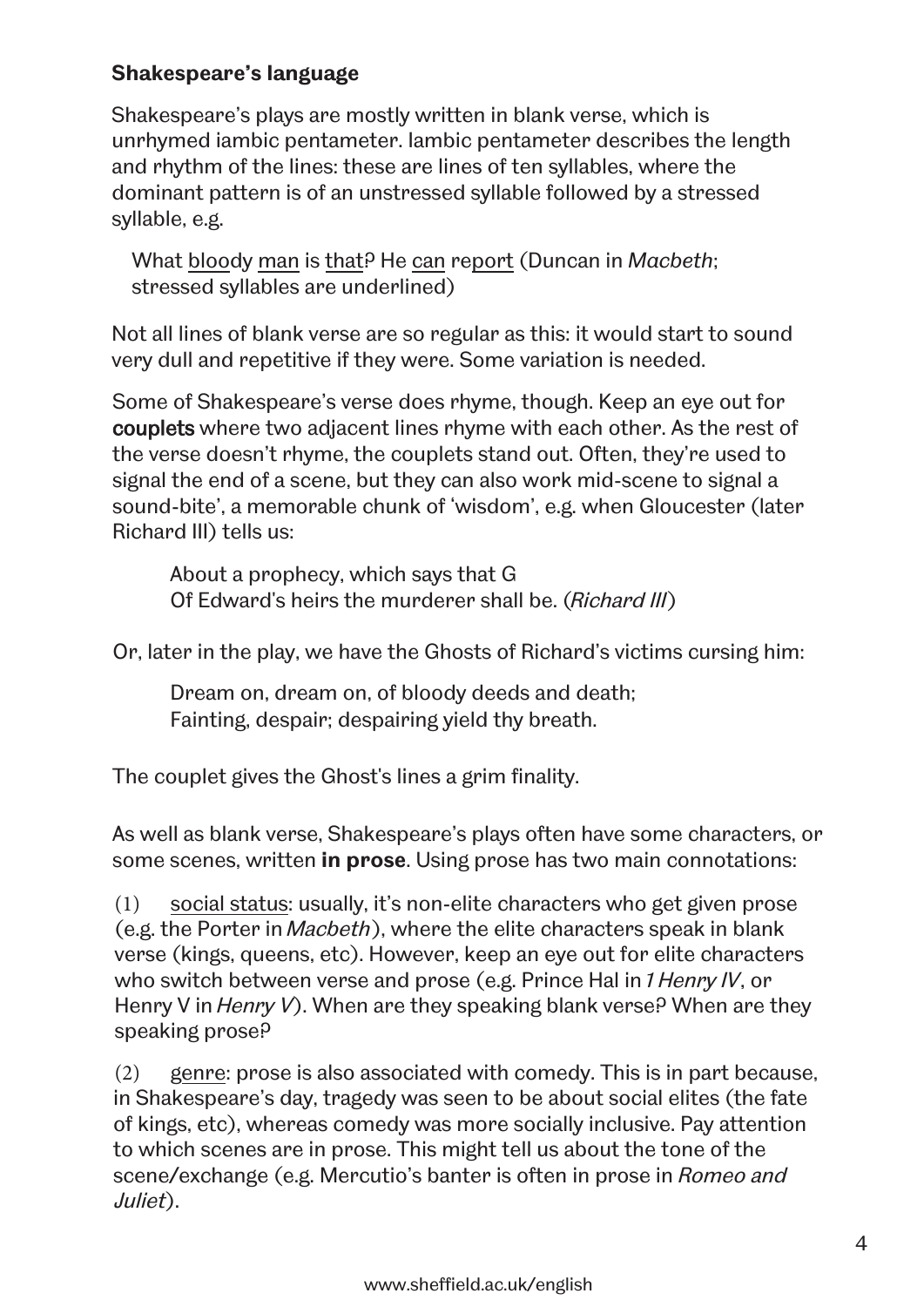## Shakespeare's language

Shakespeare's plays are mostly written in blank verse, which is unrhymed iambic pentameter. Iambic pentameter describes the length and rhythm of the lines: these are lines of ten syllables, where the dominant pattern is of an unstressed syllable followed by a stressed syllable, e.g.

> What <u>bloo</u>dy <u>man</u> is <u>that</u>? He <u>can</u> re<u>port</u> (Duncan in *Macbeth*; stressed syllables are underlined)

Not all lines of blank verse are so regular as this: it would start to sound very dull and repetitive if they were. Some variation is needed.

Some of Shakespeare's verse does rhyme, though. Keep an eye out for **couplets** where two adjacent lines rhyme with each other. As the rest of the verse doesn't rhyme, the couplets stand out. Often, they're used to signal the end of a scene, but they can also work mid-scene to signal a sound-bite', a memorable chunk of 'wisdom', e.g. when Gloucester (later Richard III) tells us:

> About a prophecy, which says that G
> Of Edward's heirs the murderer shall be. (*Richard III*)

Or, later in the play, we have the Ghosts of Richard's victims cursing him:

> Dream on, dream on, of bloody deeds and death;
> Fainting, despair; despairing yield thy breath.

The couplet gives the Ghost's lines a grim finality.

As well as blank verse, Shakespeare's plays often have some characters, or some scenes, written **in prose**. Using prose has two main connotations:

(1) <u>social status</u>: usually, it's non-elite characters who get given prose (e.g. the Porter in *Macbeth*), where the elite characters speak in blank verse (kings, queens, etc). However, keep an eye out for elite characters who switch between verse and prose (e.g. Prince Hal in *1 Henry IV*, or Henry V in *Henry V*). When are they speaking blank verse? When are they speaking prose?

(2) <u>genre</u>: prose is also associated with comedy. This is in part because, in Shakespeare's day, tragedy was seen to be about social elites (the fate of kings, etc), whereas comedy was more socially inclusive. Pay attention to which scenes are in prose. This might tell us about the tone of the scene/exchange (e.g. Mercutio's banter is often in prose in *Romeo and Juliet*).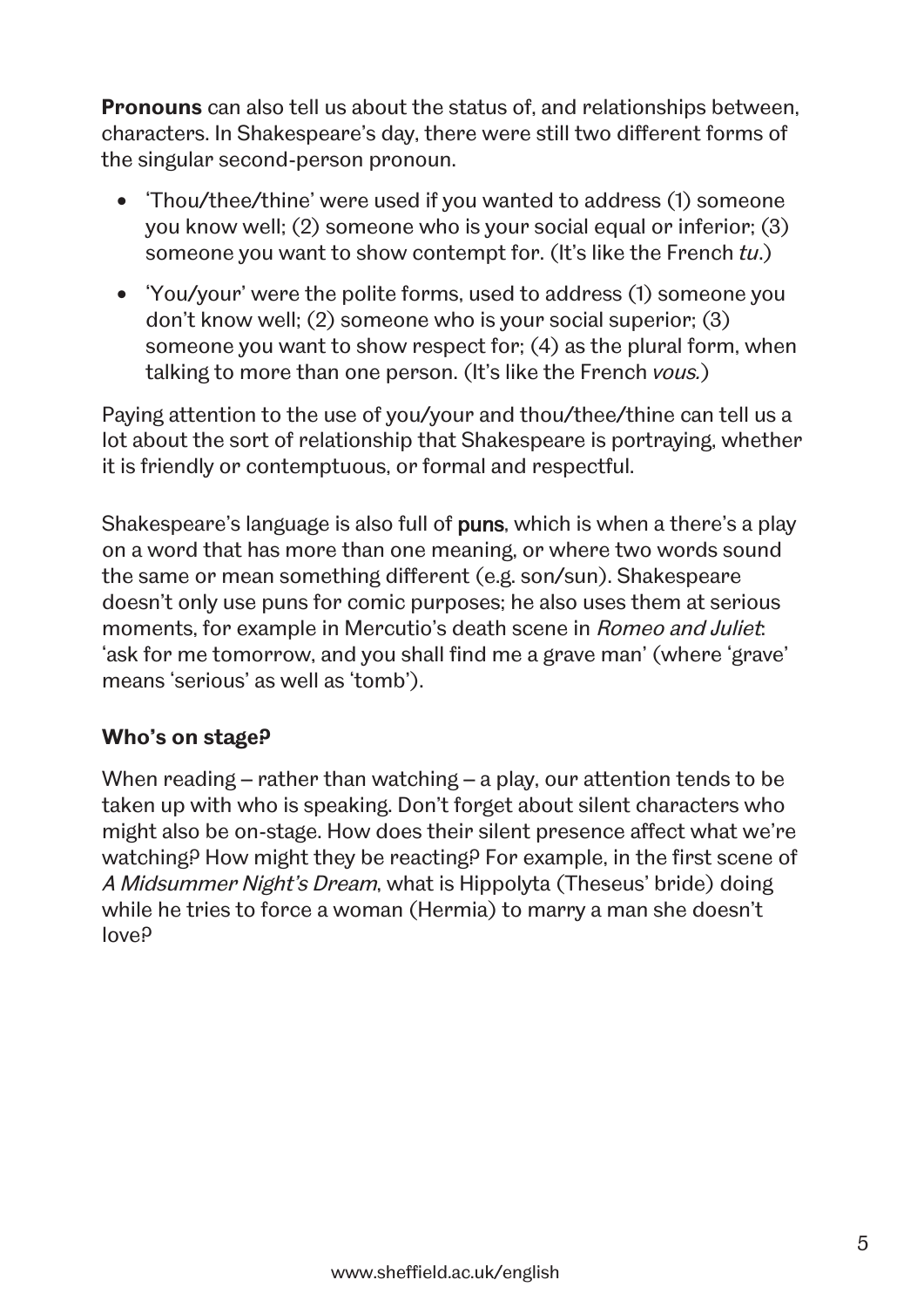**Pronouns** can also tell us about the status of, and relationships between, characters. In Shakespeare's day, there were still two different forms of the singular second-person pronoun.

- 'Thou/thee/thine' were used if you wanted to address (1) someone you know well; (2) someone who is your social equal or inferior; (3) someone you want to show contempt for. (It's like the French *tu*.)
- 'You/your' were the polite forms, used to address (1) someone you don't know well; (2) someone who is your social superior; (3) someone you want to show respect for; (4) as the plural form, when talking to more than one person. (It's like the French *vous*.)

Paying attention to the use of you/your and thou/thee/thine can tell us a lot about the sort of relationship that Shakespeare is portraying, whether it is friendly or contemptuous, or formal and respectful.

Shakespeare's language is also full of **puns**, which is when a there's a play on a word that has more than one meaning, or where two words sound the same or mean something different (e.g. son/sun). Shakespeare doesn't only use puns for comic purposes; he also uses them at serious moments, for example in Mercutio's death scene in *Romeo and Juliet*: 'ask for me tomorrow, and you shall find me a grave man' (where 'grave' means 'serious' as well as 'tomb').

### Who's on stage?

When reading – rather than watching – a play, our attention tends to be taken up with who is speaking. Don't forget about silent characters who might also be on-stage. How does their silent presence affect what we're watching? How might they be reacting? For example, in the first scene of *A Midsummer Night's Dream*, what is Hippolyta (Theseus' bride) doing while he tries to force a woman (Hermia) to marry a man she doesn't love?

www.sheffield.ac.uk/english